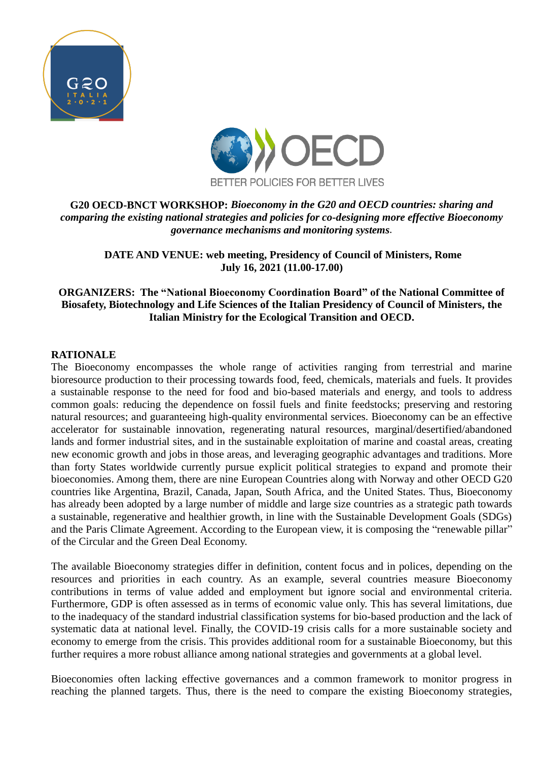**G20 OECD-BNCT WORKSHOP:** ***Bioeconomy in the G20 and OECD countries: sharing and comparing the existing national strategies and policies for co-designing more effective Bioeconomy governance mechanisms and monitoring systems*.**

**DATE AND VENUE: web meeting, Presidency of Council of Ministers, Rome**
**July 16, 2021 (11.00-17.00)**

**ORGANIZERS: The "National Bioeconomy Coordination Board" of the National Committee of Biosafety, Biotechnology and Life Sciences of the Italian Presidency of Council of Ministers, the Italian Ministry for the Ecological Transition and OECD.**

## RATIONALE

The Bioeconomy encompasses the whole range of activities ranging from terrestrial and marine bioresource production to their processing towards food, feed, chemicals, materials and fuels. It provides a sustainable response to the need for food and bio-based materials and energy, and tools to address common goals: reducing the dependence on fossil fuels and finite feedstocks; preserving and restoring natural resources; and guaranteeing high-quality environmental services. Bioeconomy can be an effective accelerator for sustainable innovation, regenerating natural resources, marginal/desertified/abandoned lands and former industrial sites, and in the sustainable exploitation of marine and coastal areas, creating new economic growth and jobs in those areas, and leveraging geographic advantages and traditions. More than forty States worldwide currently pursue explicit political strategies to expand and promote their bioeconomies. Among them, there are nine European Countries along with Norway and other OECD G20 countries like Argentina, Brazil, Canada, Japan, South Africa, and the United States. Thus, Bioeconomy has already been adopted by a large number of middle and large size countries as a strategic path towards a sustainable, regenerative and healthier growth, in line with the Sustainable Development Goals (SDGs) and the Paris Climate Agreement. According to the European view, it is composing the "renewable pillar" of the Circular and the Green Deal Economy.

The available Bioeconomy strategies differ in definition, content focus and in polices, depending on the resources and priorities in each country. As an example, several countries measure Bioeconomy contributions in terms of value added and employment but ignore social and environmental criteria. Furthermore, GDP is often assessed as in terms of economic value only. This has several limitations, due to the inadequacy of the standard industrial classification systems for bio-based production and the lack of systematic data at national level. Finally, the COVID-19 crisis calls for a more sustainable society and economy to emerge from the crisis. This provides additional room for a sustainable Bioeconomy, but this further requires a more robust alliance among national strategies and governments at a global level.

Bioeconomies often lacking effective governances and a common framework to monitor progress in reaching the planned targets. Thus, there is the need to compare the existing Bioeconomy strategies,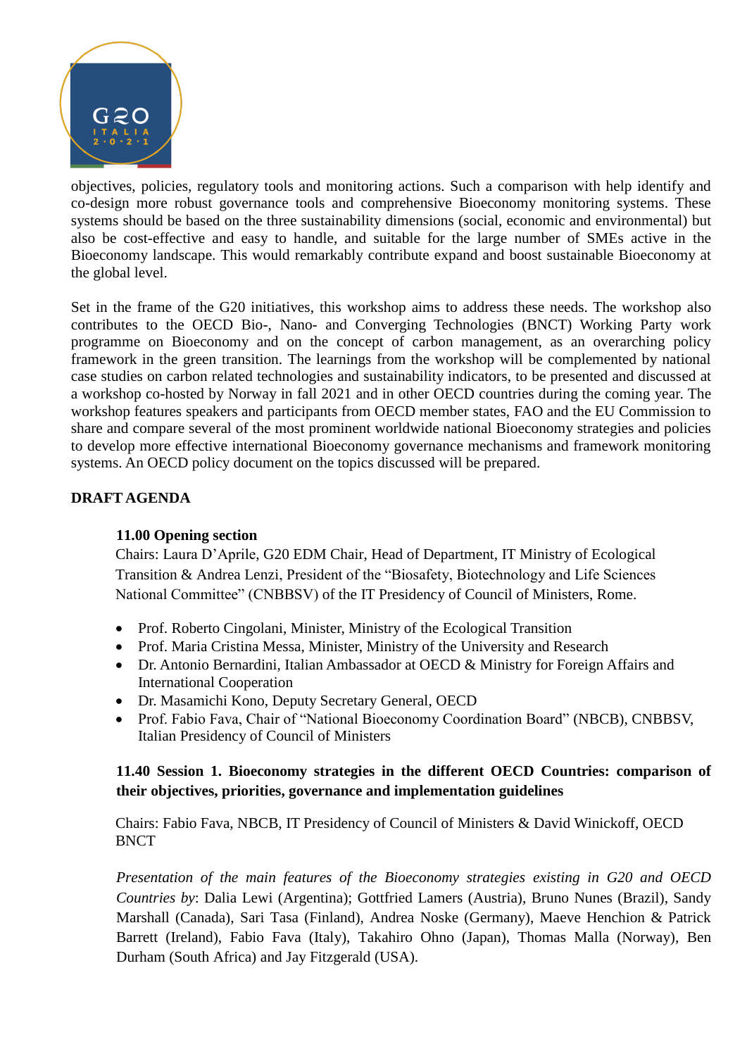objectives, policies, regulatory tools and monitoring actions. Such a comparison with help identify and co-design more robust governance tools and comprehensive Bioeconomy monitoring systems. These systems should be based on the three sustainability dimensions (social, economic and environmental) but also be cost-effective and easy to handle, and suitable for the large number of SMEs active in the Bioeconomy landscape. This would remarkably contribute expand and boost sustainable Bioeconomy at the global level.

Set in the frame of the G20 initiatives, this workshop aims to address these needs. The workshop also contributes to the OECD Bio-, Nano- and Converging Technologies (BNCT) Working Party work programme on Bioeconomy and on the concept of carbon management, as an overarching policy framework in the green transition. The learnings from the workshop will be complemented by national case studies on carbon related technologies and sustainability indicators, to be presented and discussed at a workshop co-hosted by Norway in fall 2021 and in other OECD countries during the coming year. The workshop features speakers and participants from OECD member states, FAO and the EU Commission to share and compare several of the most prominent worldwide national Bioeconomy strategies and policies to develop more effective international Bioeconomy governance mechanisms and framework monitoring systems. An OECD policy document on the topics discussed will be prepared.

**DRAFT AGENDA**

**11.00 Opening section**

Chairs: Laura D'Aprile, G20 EDM Chair, Head of Department, IT Ministry of Ecological Transition & Andrea Lenzi, President of the "Biosafety, Biotechnology and Life Sciences National Committee" (CNBBSV) of the IT Presidency of Council of Ministers, Rome.

- Prof. Roberto Cingolani, Minister, Ministry of the Ecological Transition
- Prof. Maria Cristina Messa, Minister, Ministry of the University and Research
- Dr. Antonio Bernardini, Italian Ambassador at OECD & Ministry for Foreign Affairs and International Cooperation
- Dr. Masamichi Kono, Deputy Secretary General, OECD
- Prof. Fabio Fava, Chair of "National Bioeconomy Coordination Board" (NBCB), CNBBSV, Italian Presidency of Council of Ministers

**11.40 Session 1. Bioeconomy strategies in the different OECD Countries: comparison of their objectives, priorities, governance and implementation guidelines**

Chairs: Fabio Fava, NBCB, IT Presidency of Council of Ministers & David Winickoff, OECD BNCT

*Presentation of the main features of the Bioeconomy strategies existing in G20 and OECD Countries by*: Dalia Lewi (Argentina); Gottfried Lamers (Austria), Bruno Nunes (Brazil), Sandy Marshall (Canada), Sari Tasa (Finland), Andrea Noske (Germany), Maeve Henchion & Patrick Barrett (Ireland), Fabio Fava (Italy), Takahiro Ohno (Japan), Thomas Malla (Norway), Ben Durham (South Africa) and Jay Fitzgerald (USA).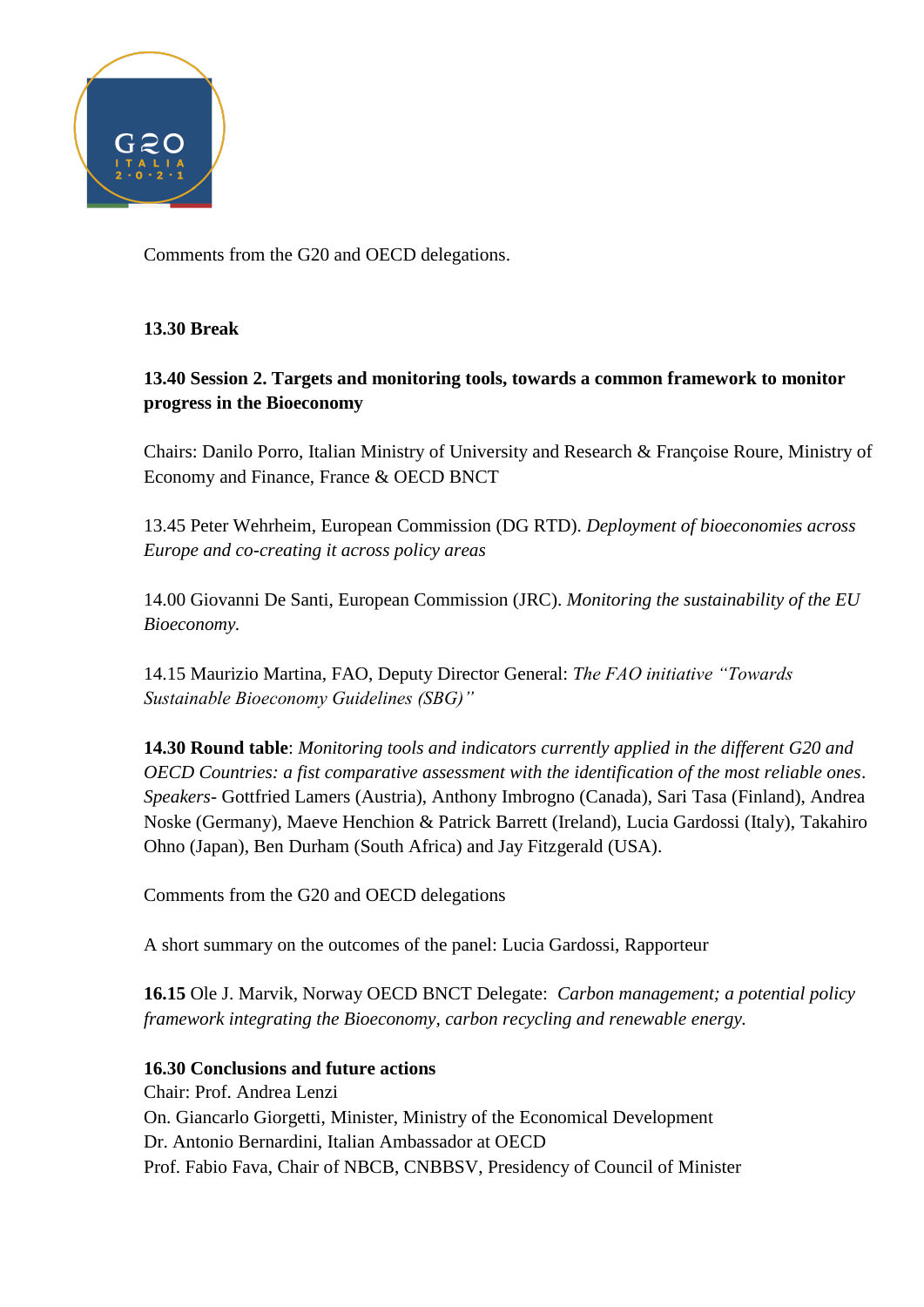Comments from the G20 and OECD delegations.

**13.30 Break**

**13.40 Session 2. Targets and monitoring tools, towards a common framework to monitor progress in the Bioeconomy**

Chairs: Danilo Porro, Italian Ministry of University and Research & Françoise Roure, Ministry of Economy and Finance, France & OECD BNCT

13.45 Peter Wehrheim, European Commission (DG RTD). *Deployment of bioeconomies across Europe and co-creating it across policy areas*

14.00 Giovanni De Santi, European Commission (JRC). *Monitoring the sustainability of the EU Bioeconomy.*

14.15 Maurizio Martina, FAO, Deputy Director General: *The FAO initiative "Towards Sustainable Bioeconomy Guidelines (SBG)"*

**14.30 Round table**: *Monitoring tools and indicators currently applied in the different G20 and OECD Countries: a fist comparative assessment with the identification of the most reliable ones*. *Speakers*- Gottfried Lamers (Austria), Anthony Imbrogno (Canada), Sari Tasa (Finland), Andrea Noske (Germany), Maeve Henchion & Patrick Barrett (Ireland), Lucia Gardossi (Italy), Takahiro Ohno (Japan), Ben Durham (South Africa) and Jay Fitzgerald (USA).

Comments from the G20 and OECD delegations

A short summary on the outcomes of the panel: Lucia Gardossi, Rapporteur

**16.15** Ole J. Marvik, Norway OECD BNCT Delegate: *Carbon management; a potential policy framework integrating the Bioeconomy, carbon recycling and renewable energy.*

**16.30 Conclusions and future actions**
Chair: Prof. Andrea Lenzi
On. Giancarlo Giorgetti, Minister, Ministry of the Economical Development
Dr. Antonio Bernardini, Italian Ambassador at OECD
Prof. Fabio Fava, Chair of NBCB, CNBBSV, Presidency of Council of Minister